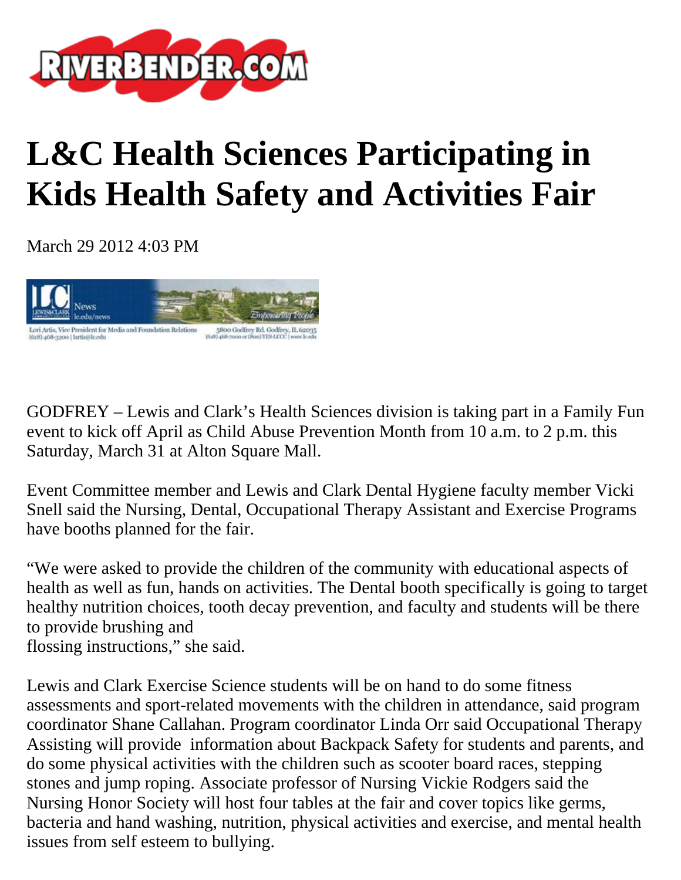# L&C Health Sciences Participating in Kids Health Safety and Activities Fair

March 29 2012 4:03 PM

GODFREY – Lewis and Clark's Health Sciences division is taking part in a Family Fun event to kick off April as Child Abuse Prevention Month from 10 a.m. to 2 p.m. this Saturday, March 31 at Alton Square Mall.

Event Committee member and Lewis and Clark Dental Hygiene faculty member Vicki Snell said the Nursing, Dental, Occupational Therapy Assistant and Exercise Programs have booths planned for the fair.

"We were asked to provide the children of the community with educational aspects of health as well as fun, hands on activities. The Dental booth specifically is going to target healthy nutrition choices, tooth decay prevention, and faculty and students will be there to provide brushing and flossing instructions," she said.

Lewis and Clark Exercise Science students will be on hand to do some fitness assessments and sport-related movements with the children in attendance, said program coordinator Shane Callahan. Program coordinator Linda Orr said Occupational Therapy Assisting will provide information about Backpack Safety for students and parents, and do some physical activities with the children such as scooter board races, stepping stones and jump roping. Associate professor of Nursing Vickie Rodgers said the Nursing Honor Society will host four tables at the fair and cover topics like germs, bacteria and hand washing, nutrition, physical activities and exercise, and mental health issues from self esteem to bullying.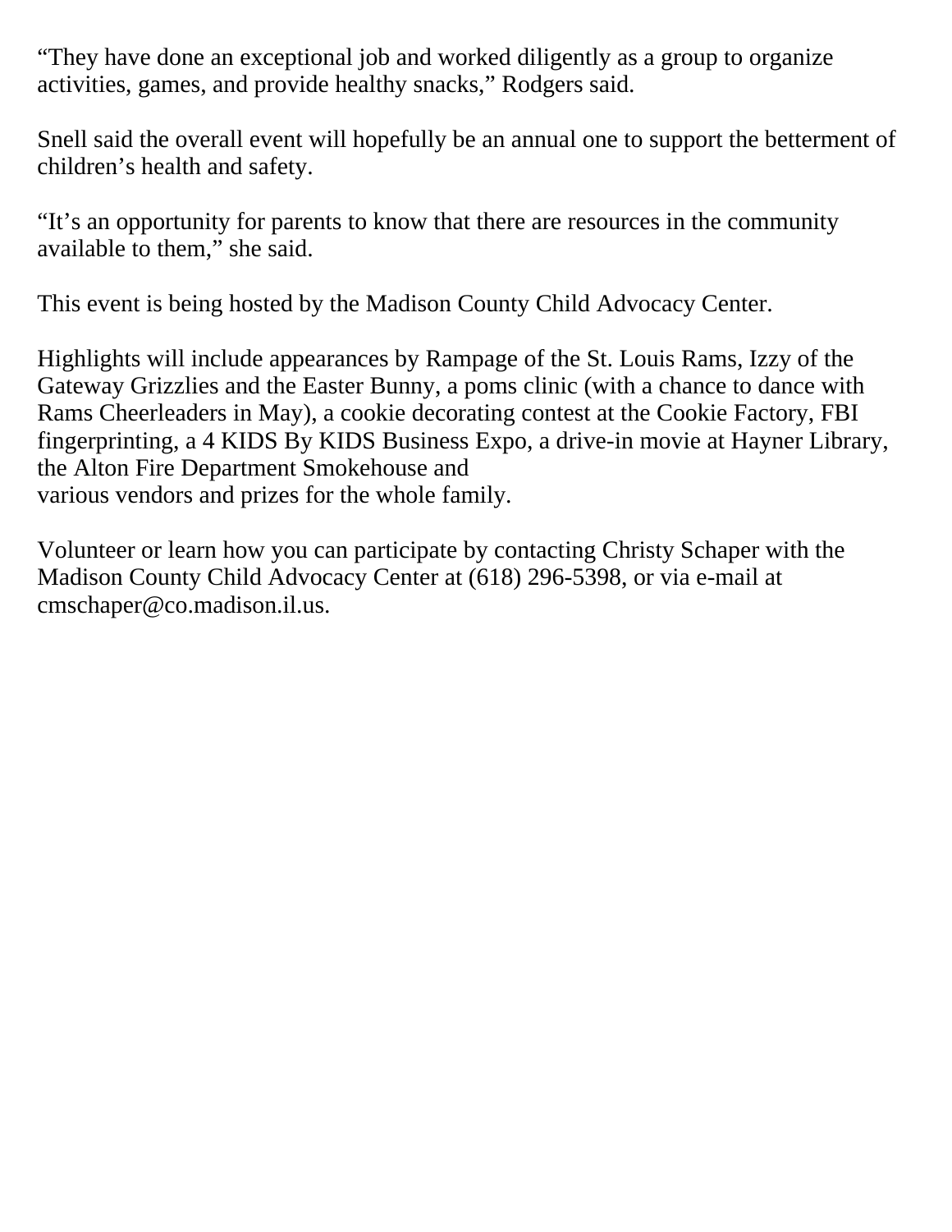"They have done an exceptional job and worked diligently as a group to organize activities, games, and provide healthy snacks," Rodgers said.

Snell said the overall event will hopefully be an annual one to support the betterment of children's health and safety.

"It's an opportunity for parents to know that there are resources in the community available to them," she said.

This event is being hosted by the Madison County Child Advocacy Center.

Highlights will include appearances by Rampage of the St. Louis Rams, Izzy of the Gateway Grizzlies and the Easter Bunny, a poms clinic (with a chance to dance with Rams Cheerleaders in May), a cookie decorating contest at the Cookie Factory, FBI fingerprinting, a 4 KIDS By KIDS Business Expo, a drive-in movie at Hayner Library, the Alton Fire Department Smokehouse and various vendors and prizes for the whole family.

Volunteer or learn how you can participate by contacting Christy Schaper with the Madison County Child Advocacy Center at (618) 296-5398, or via e-mail at cmschaper@co.madison.il.us.